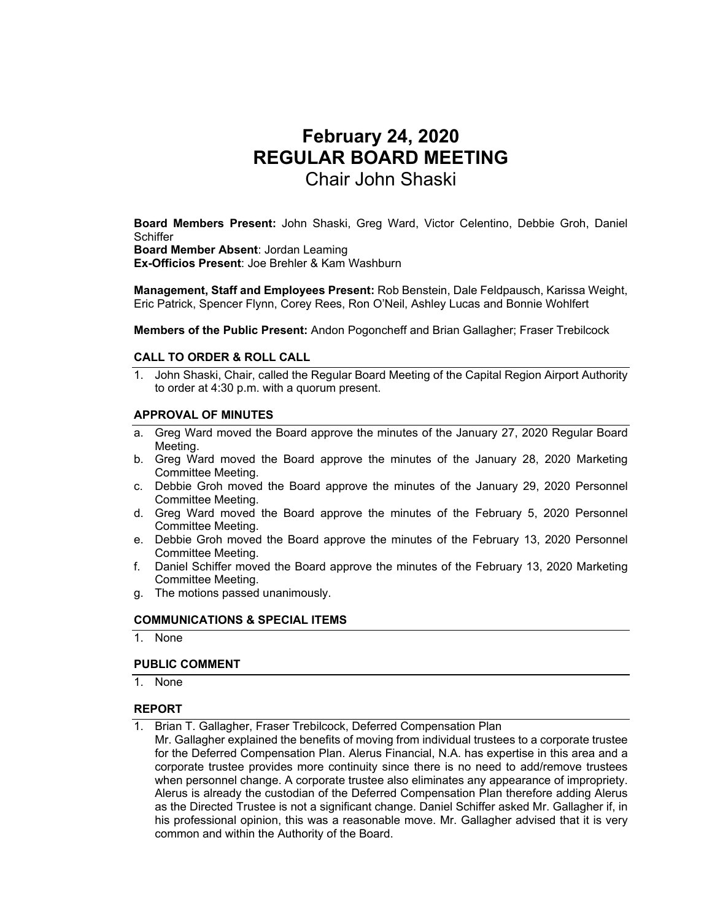# February 24, 2020
# REGULAR BOARD MEETING
## Chair John Shaski

**Board Members Present:** John Shaski, Greg Ward, Victor Celentino, Debbie Groh, Daniel Schiffer
**Board Member Absent**: Jordan Leaming
**Ex-Officios Present**: Joe Brehler & Kam Washburn

**Management, Staff and Employees Present:** Rob Benstein, Dale Feldpausch, Karissa Weight, Eric Patrick, Spencer Flynn, Corey Rees, Ron O'Neil, Ashley Lucas and Bonnie Wohlfert

**Members of the Public Present:** Andon Pogoncheff and Brian Gallagher; Fraser Trebilcock

### CALL TO ORDER & ROLL CALL

1. John Shaski, Chair, called the Regular Board Meeting of the Capital Region Airport Authority to order at 4:30 p.m. with a quorum present.

### APPROVAL OF MINUTES

a. Greg Ward moved the Board approve the minutes of the January 27, 2020 Regular Board Meeting.
b. Greg Ward moved the Board approve the minutes of the January 28, 2020 Marketing Committee Meeting.
c. Debbie Groh moved the Board approve the minutes of the January 29, 2020 Personnel Committee Meeting.
d. Greg Ward moved the Board approve the minutes of the February 5, 2020 Personnel Committee Meeting.
e. Debbie Groh moved the Board approve the minutes of the February 13, 2020 Personnel Committee Meeting.
f. Daniel Schiffer moved the Board approve the minutes of the February 13, 2020 Marketing Committee Meeting.
g. The motions passed unanimously.

### COMMUNICATIONS & SPECIAL ITEMS

1. None

### PUBLIC COMMENT

1. None

### REPORT

1. Brian T. Gallagher, Fraser Trebilcock, Deferred Compensation Plan
   Mr. Gallagher explained the benefits of moving from individual trustees to a corporate trustee for the Deferred Compensation Plan. Alerus Financial, N.A. has expertise in this area and a corporate trustee provides more continuity since there is no need to add/remove trustees when personnel change. A corporate trustee also eliminates any appearance of impropriety. Alerus is already the custodian of the Deferred Compensation Plan therefore adding Alerus as the Directed Trustee is not a significant change. Daniel Schiffer asked Mr. Gallagher if, in his professional opinion, this was a reasonable move. Mr. Gallagher advised that it is very common and within the Authority of the Board.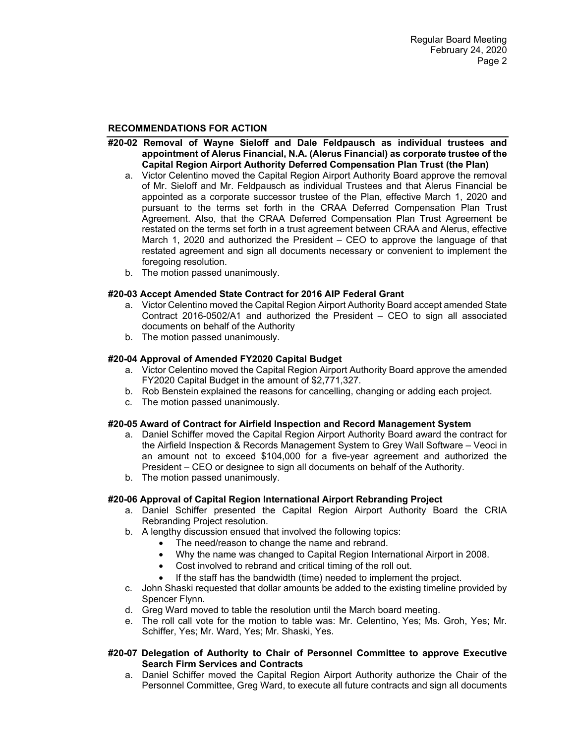## RECOMMENDATIONS FOR ACTION

**#20-02 Removal of Wayne Sieloff and Dale Feldpausch as individual trustees and appointment of Alerus Financial, N.A. (Alerus Financial) as corporate trustee of the Capital Region Airport Authority Deferred Compensation Plan Trust (the Plan)**

a. Victor Celentino moved the Capital Region Airport Authority Board approve the removal of Mr. Sieloff and Mr. Feldpausch as individual Trustees and that Alerus Financial be appointed as a corporate successor trustee of the Plan, effective March 1, 2020 and pursuant to the terms set forth in the CRAA Deferred Compensation Plan Trust Agreement. Also, that the CRAA Deferred Compensation Plan Trust Agreement be restated on the terms set forth in a trust agreement between CRAA and Alerus, effective March 1, 2020 and authorized the President – CEO to approve the language of that restated agreement and sign all documents necessary or convenient to implement the foregoing resolution.
b. The motion passed unanimously.

**#20-03 Accept Amended State Contract for 2016 AIP Federal Grant**

a. Victor Celentino moved the Capital Region Airport Authority Board accept amended State Contract 2016-0502/A1 and authorized the President – CEO to sign all associated documents on behalf of the Authority
b. The motion passed unanimously.

**#20-04 Approval of Amended FY2020 Capital Budget**

a. Victor Celentino moved the Capital Region Airport Authority Board approve the amended FY2020 Capital Budget in the amount of $2,771,327.
b. Rob Benstein explained the reasons for cancelling, changing or adding each project.
c. The motion passed unanimously.

**#20-05 Award of Contract for Airfield Inspection and Record Management System**

a. Daniel Schiffer moved the Capital Region Airport Authority Board award the contract for the Airfield Inspection & Records Management System to Grey Wall Software – Veoci in an amount not to exceed $104,000 for a five-year agreement and authorized the President – CEO or designee to sign all documents on behalf of the Authority.
b. The motion passed unanimously.

**#20-06 Approval of Capital Region International Airport Rebranding Project**

a. Daniel Schiffer presented the Capital Region Airport Authority Board the CRIA Rebranding Project resolution.
b. A lengthy discussion ensued that involved the following topics:
   - The need/reason to change the name and rebrand.
   - Why the name was changed to Capital Region International Airport in 2008.
   - Cost involved to rebrand and critical timing of the roll out.
   - If the staff has the bandwidth (time) needed to implement the project.
c. John Shaski requested that dollar amounts be added to the existing timeline provided by Spencer Flynn.
d. Greg Ward moved to table the resolution until the March board meeting.
e. The roll call vote for the motion to table was: Mr. Celentino, Yes; Ms. Groh, Yes; Mr. Schiffer, Yes; Mr. Ward, Yes; Mr. Shaski, Yes.

**#20-07 Delegation of Authority to Chair of Personnel Committee to approve Executive Search Firm Services and Contracts**

a. Daniel Schiffer moved the Capital Region Airport Authority authorize the Chair of the Personnel Committee, Greg Ward, to execute all future contracts and sign all documents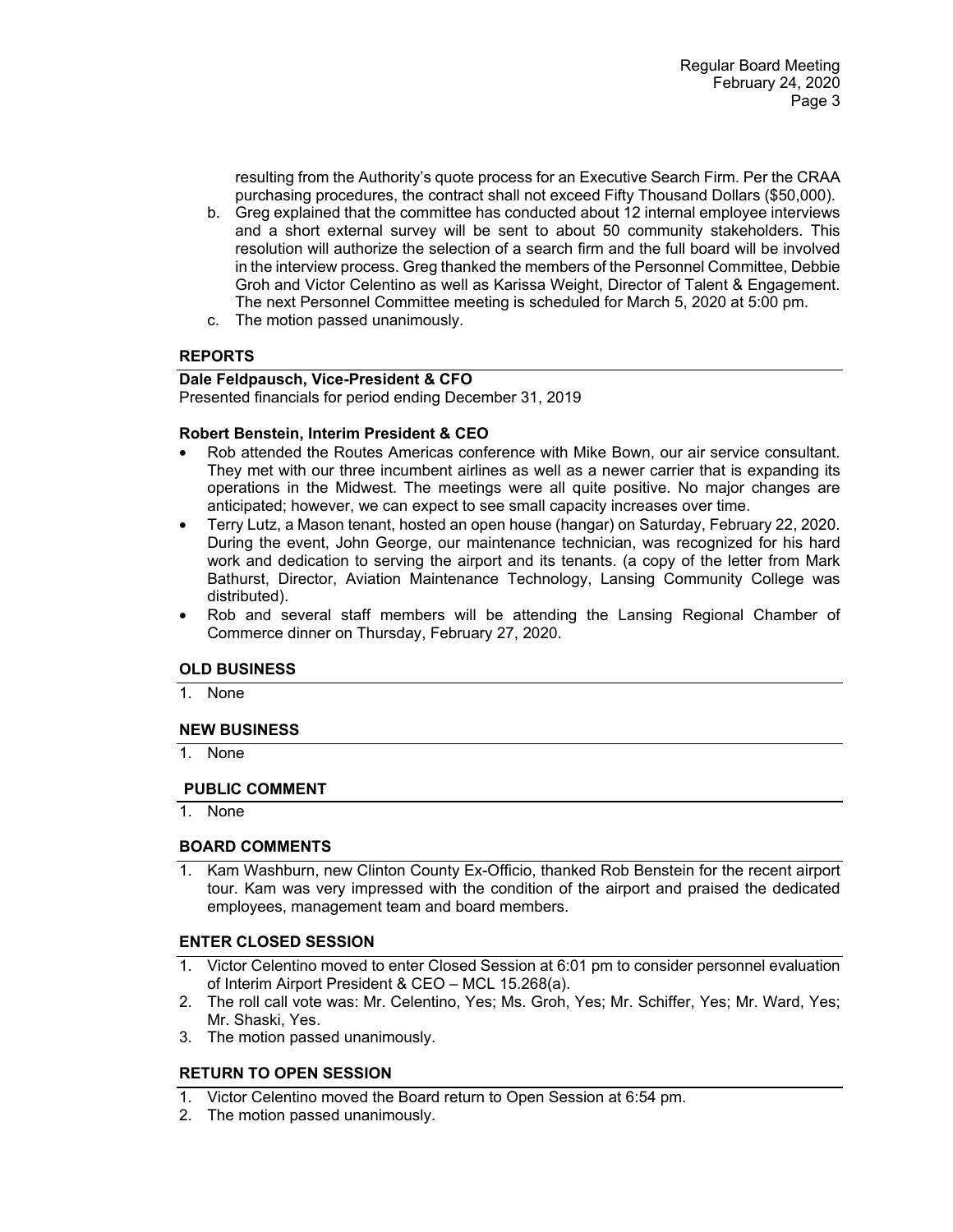resulting from the Authority's quote process for an Executive Search Firm. Per the CRAA purchasing procedures, the contract shall not exceed Fifty Thousand Dollars ($50,000).

b. Greg explained that the committee has conducted about 12 internal employee interviews and a short external survey will be sent to about 50 community stakeholders. This resolution will authorize the selection of a search firm and the full board will be involved in the interview process. Greg thanked the members of the Personnel Committee, Debbie Groh and Victor Celentino as well as Karissa Weight, Director of Talent & Engagement. The next Personnel Committee meeting is scheduled for March 5, 2020 at 5:00 pm.

c. The motion passed unanimously.

## REPORTS

**Dale Feldpausch, Vice-President & CFO**

Presented financials for period ending December 31, 2019

**Robert Benstein, Interim President & CEO**

- Rob attended the Routes Americas conference with Mike Bown, our air service consultant. They met with our three incumbent airlines as well as a newer carrier that is expanding its operations in the Midwest. The meetings were all quite positive. No major changes are anticipated; however, we can expect to see small capacity increases over time.
- Terry Lutz, a Mason tenant, hosted an open house (hangar) on Saturday, February 22, 2020. During the event, John George, our maintenance technician, was recognized for his hard work and dedication to serving the airport and its tenants. (a copy of the letter from Mark Bathurst, Director, Aviation Maintenance Technology, Lansing Community College was distributed).
- Rob and several staff members will be attending the Lansing Regional Chamber of Commerce dinner on Thursday, February 27, 2020.

## OLD BUSINESS

1. None

## NEW BUSINESS

1. None

## PUBLIC COMMENT

1. None

## BOARD COMMENTS

1. Kam Washburn, new Clinton County Ex-Officio, thanked Rob Benstein for the recent airport tour. Kam was very impressed with the condition of the airport and praised the dedicated employees, management team and board members.

## ENTER CLOSED SESSION

1. Victor Celentino moved to enter Closed Session at 6:01 pm to consider personnel evaluation of Interim Airport President & CEO – MCL 15.268(a).
2. The roll call vote was: Mr. Celentino, Yes; Ms. Groh, Yes; Mr. Schiffer, Yes; Mr. Ward, Yes; Mr. Shaski, Yes.
3. The motion passed unanimously.

## RETURN TO OPEN SESSION

1. Victor Celentino moved the Board return to Open Session at 6:54 pm.
2. The motion passed unanimously.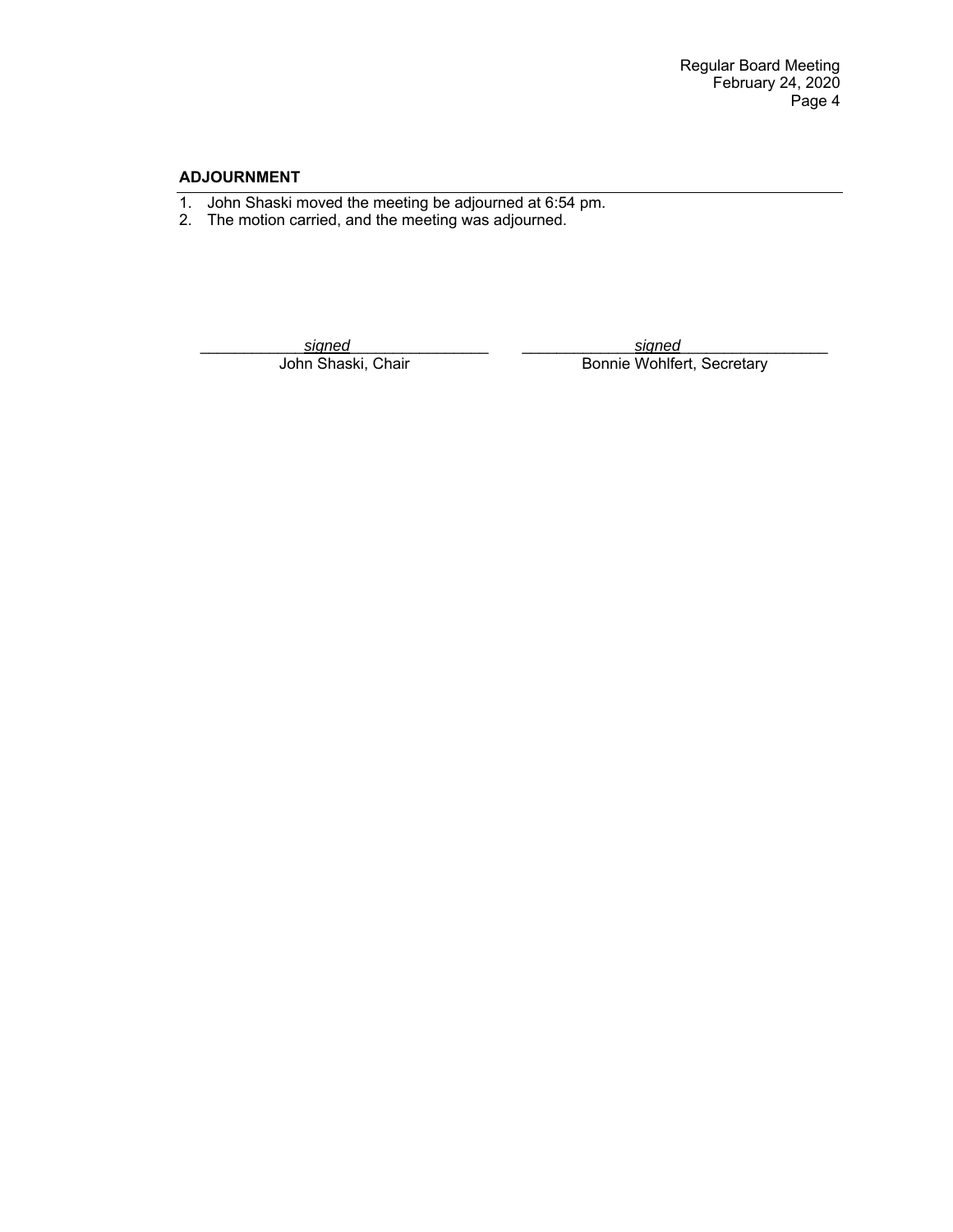## ADJOURNMENT

1. John Shaski moved the meeting be adjourned at 6:54 pm.
2. The motion carried, and the meeting was adjourned.

| | |
|---|---|
| *signed* | *signed* |
| John Shaski, Chair | Bonnie Wohlfert, Secretary |